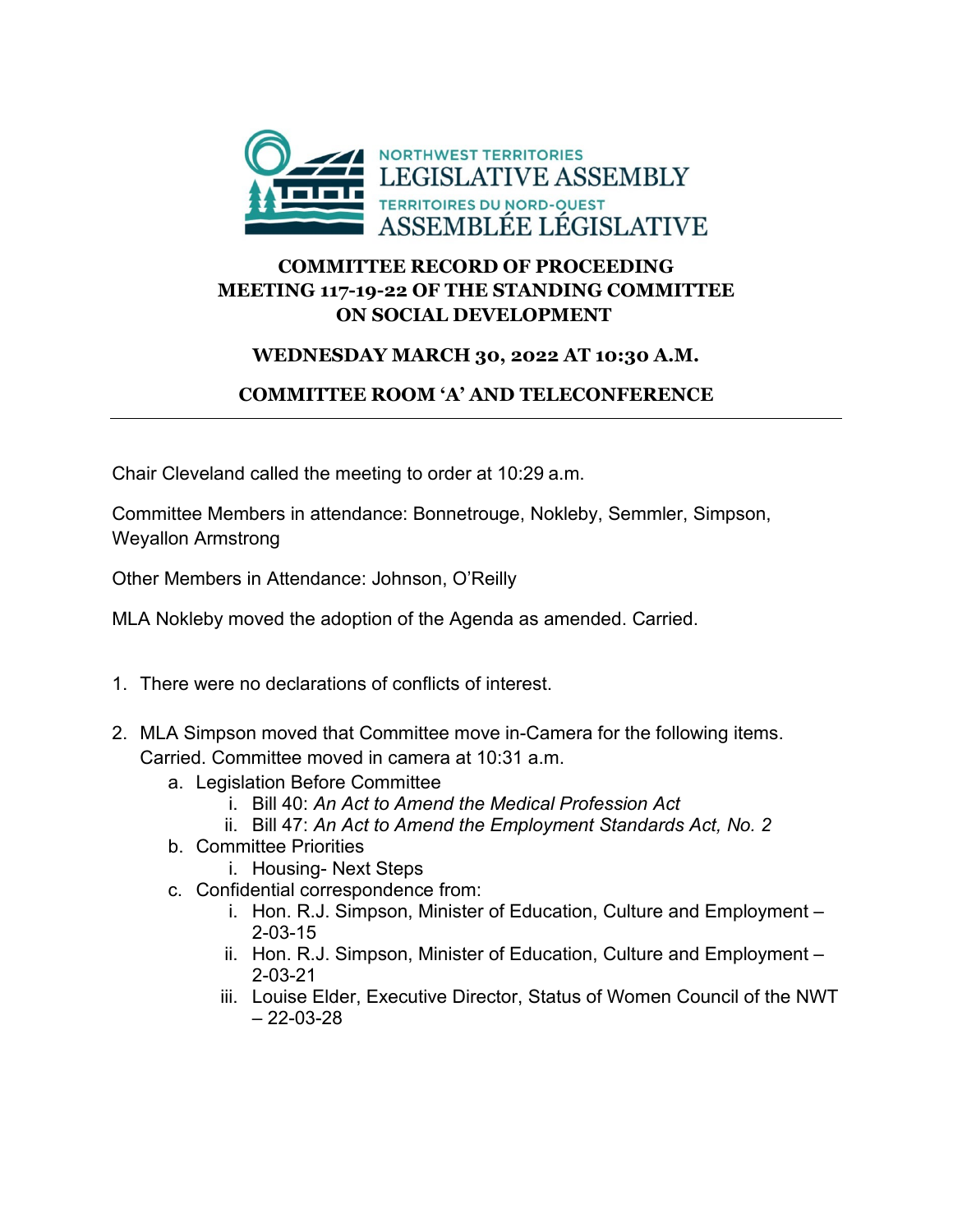NORTHWEST TERRITORIES
LEGISLATIVE ASSEMBLY
TERRITOIRES DU NORD-OUEST
ASSEMBLÉE LÉGISLATIVE

# COMMITTEE RECORD OF PROCEEDING MEETING 117-19-22 OF THE STANDING COMMITTEE ON SOCIAL DEVELOPMENT

## WEDNESDAY MARCH 30, 2022 AT 10:30 A.M.

## COMMITTEE ROOM 'A' AND TELECONFERENCE

---

Chair Cleveland called the meeting to order at 10:29 a.m.

Committee Members in attendance: Bonnetrouge, Nokleby, Semmler, Simpson, Weyallon Armstrong

Other Members in Attendance: Johnson, O'Reilly

MLA Nokleby moved the adoption of the Agenda as amended. Carried.

1. There were no declarations of conflicts of interest.
2. MLA Simpson moved that Committee move in-Camera for the following items. Carried. Committee moved in camera at 10:31 a.m.
    a. Legislation Before Committee
        i. Bill 40: *An Act to Amend the Medical Profession Act*
        ii. Bill 47: *An Act to Amend the Employment Standards Act, No. 2*
    b. Committee Priorities
        i. Housing- Next Steps
    c. Confidential correspondence from:
        i. Hon. R.J. Simpson, Minister of Education, Culture and Employment – 2-03-15
        ii. Hon. R.J. Simpson, Minister of Education, Culture and Employment – 2-03-21
        iii. Louise Elder, Executive Director, Status of Women Council of the NWT – 22-03-28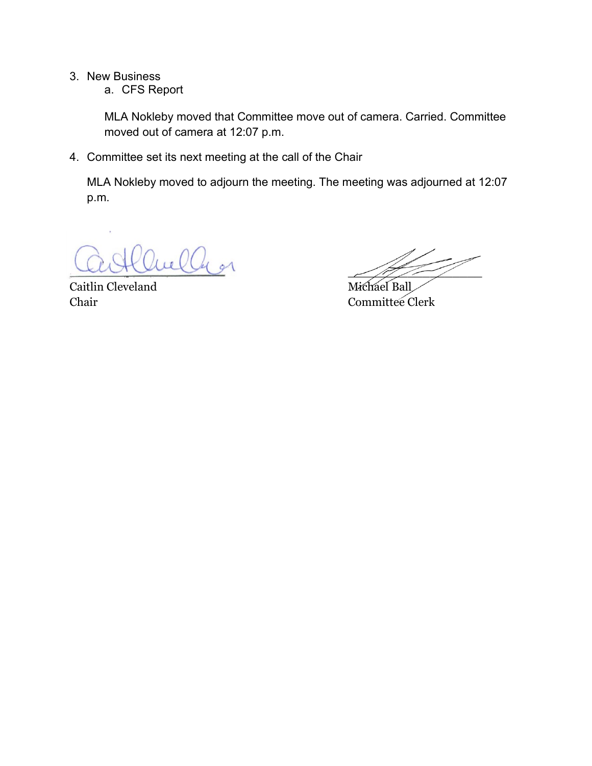3. New Business
    a. CFS Report

    MLA Nokleby moved that Committee move out of camera. Carried. Committee moved out of camera at 12:07 p.m.

4. Committee set its next meeting at the call of the Chair

    MLA Nokleby moved to adjourn the meeting. The meeting was adjourned at 12:07 p.m.

Caitlin Cleveland
Chair

Michael Ball
Committee Clerk